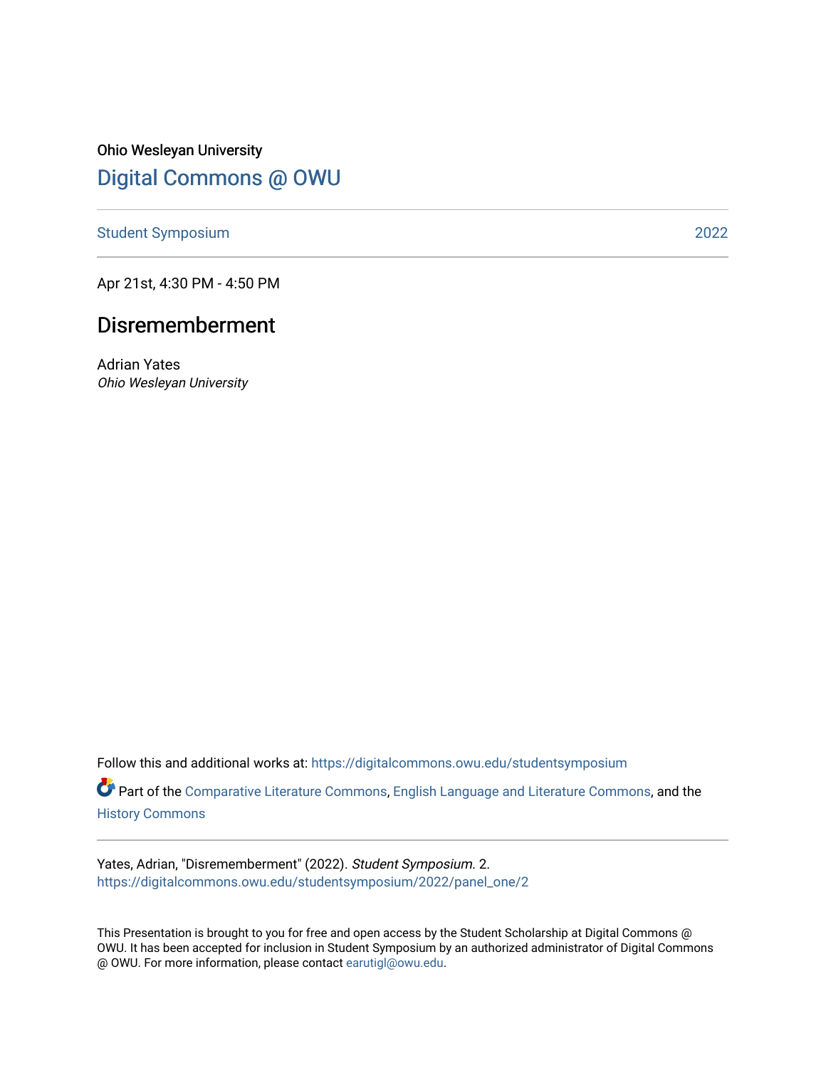Ohio Wesleyan University

# Digital Commons @ OWU

Student Symposium 2022

Apr 21st, 4:30 PM - 4:50 PM

## Disrememberment

Adrian Yates
*Ohio Wesleyan University*

Follow this and additional works at: https://digitalcommons.owu.edu/studentsymposium

Part of the Comparative Literature Commons, English Language and Literature Commons, and the History Commons

Yates, Adrian, "Disrememberment" (2022). *Student Symposium*. 2.
https://digitalcommons.owu.edu/studentsymposium/2022/panel_one/2

This Presentation is brought to you for free and open access by the Student Scholarship at Digital Commons @ OWU. It has been accepted for inclusion in Student Symposium by an authorized administrator of Digital Commons @ OWU. For more information, please contact earutigl@owu.edu.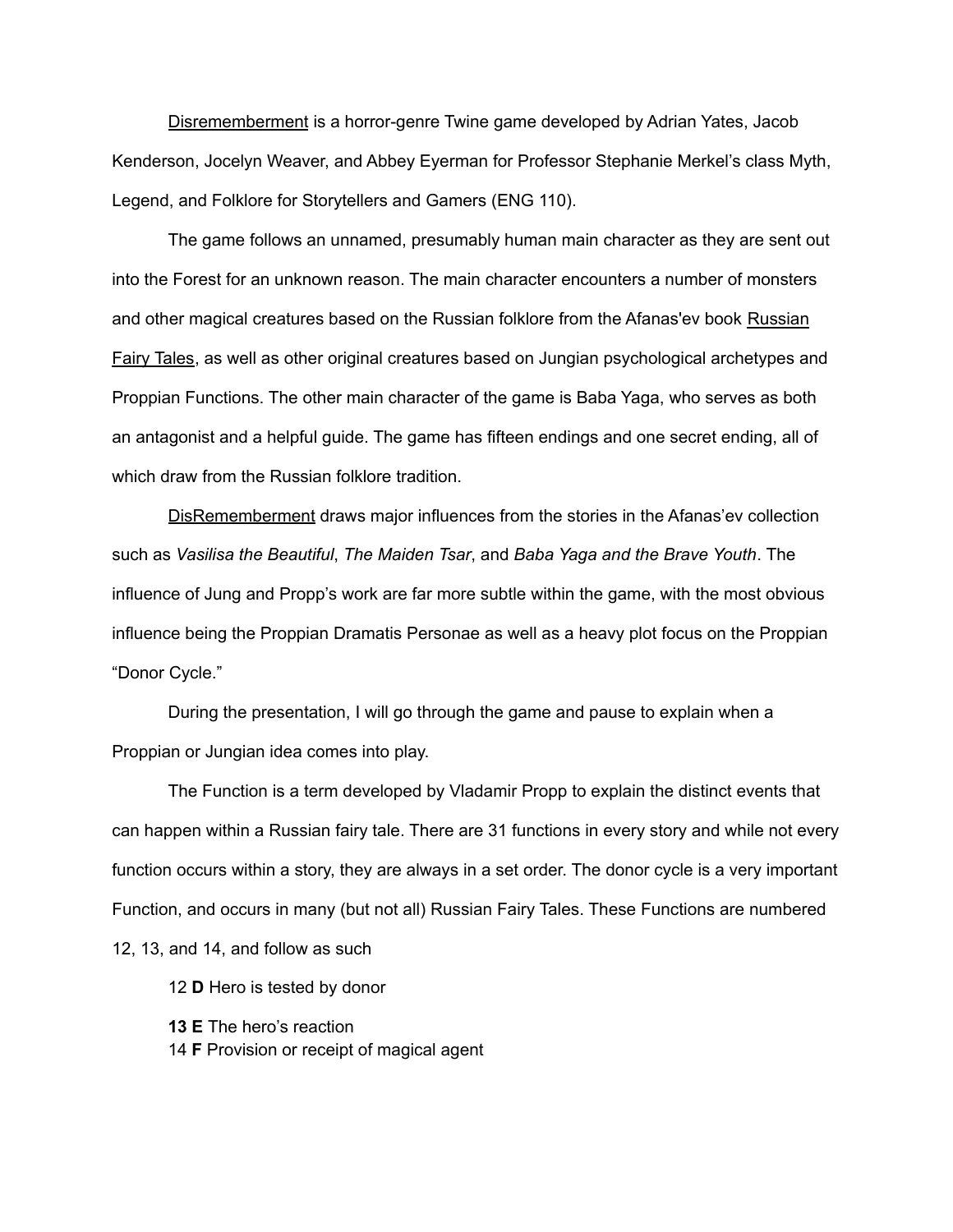Disrememberment is a horror-genre Twine game developed by Adrian Yates, Jacob Kenderson, Jocelyn Weaver, and Abbey Eyerman for Professor Stephanie Merkel's class Myth, Legend, and Folklore for Storytellers and Gamers (ENG 110).

The game follows an unnamed, presumably human main character as they are sent out into the Forest for an unknown reason. The main character encounters a number of monsters and other magical creatures based on the Russian folklore from the Afanas'ev book Russian Fairy Tales, as well as other original creatures based on Jungian psychological archetypes and Proppian Functions. The other main character of the game is Baba Yaga, who serves as both an antagonist and a helpful guide. The game has fifteen endings and one secret ending, all of which draw from the Russian folklore tradition.

DisRememberment draws major influences from the stories in the Afanas'ev collection such as *Vasilisa the Beautiful*, *The Maiden Tsar*, and *Baba Yaga and the Brave Youth*. The influence of Jung and Propp's work are far more subtle within the game, with the most obvious influence being the Proppian Dramatis Personae as well as a heavy plot focus on the Proppian "Donor Cycle."

During the presentation, I will go through the game and pause to explain when a Proppian or Jungian idea comes into play.

The Function is a term developed by Vladamir Propp to explain the distinct events that can happen within a Russian fairy tale. There are 31 functions in every story and while not every function occurs within a story, they are always in a set order. The donor cycle is a very important Function, and occurs in many (but not all) Russian Fairy Tales. These Functions are numbered 12, 13, and 14, and follow as such

12 **D** Hero is tested by donor

**13 E** The hero's reaction
14 **F** Provision or receipt of magical agent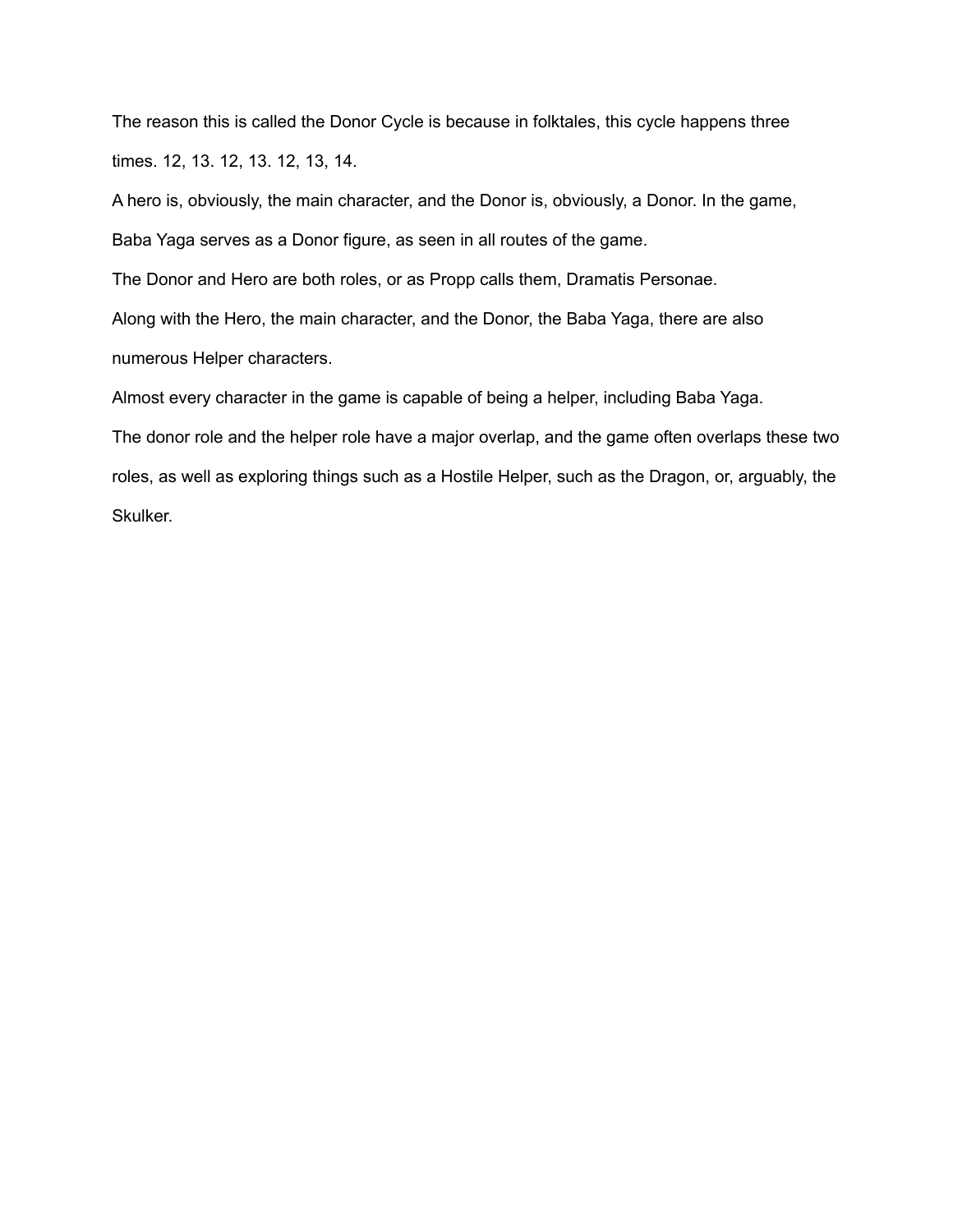The reason this is called the Donor Cycle is because in folktales, this cycle happens three times. 12, 13. 12, 13. 12, 13, 14.

A hero is, obviously, the main character, and the Donor is, obviously, a Donor. In the game, Baba Yaga serves as a Donor figure, as seen in all routes of the game.

The Donor and Hero are both roles, or as Propp calls them, Dramatis Personae.

Along with the Hero, the main character, and the Donor, the Baba Yaga, there are also numerous Helper characters.

Almost every character in the game is capable of being a helper, including Baba Yaga.

The donor role and the helper role have a major overlap, and the game often overlaps these two roles, as well as exploring things such as a Hostile Helper, such as the Dragon, or, arguably, the Skulker.